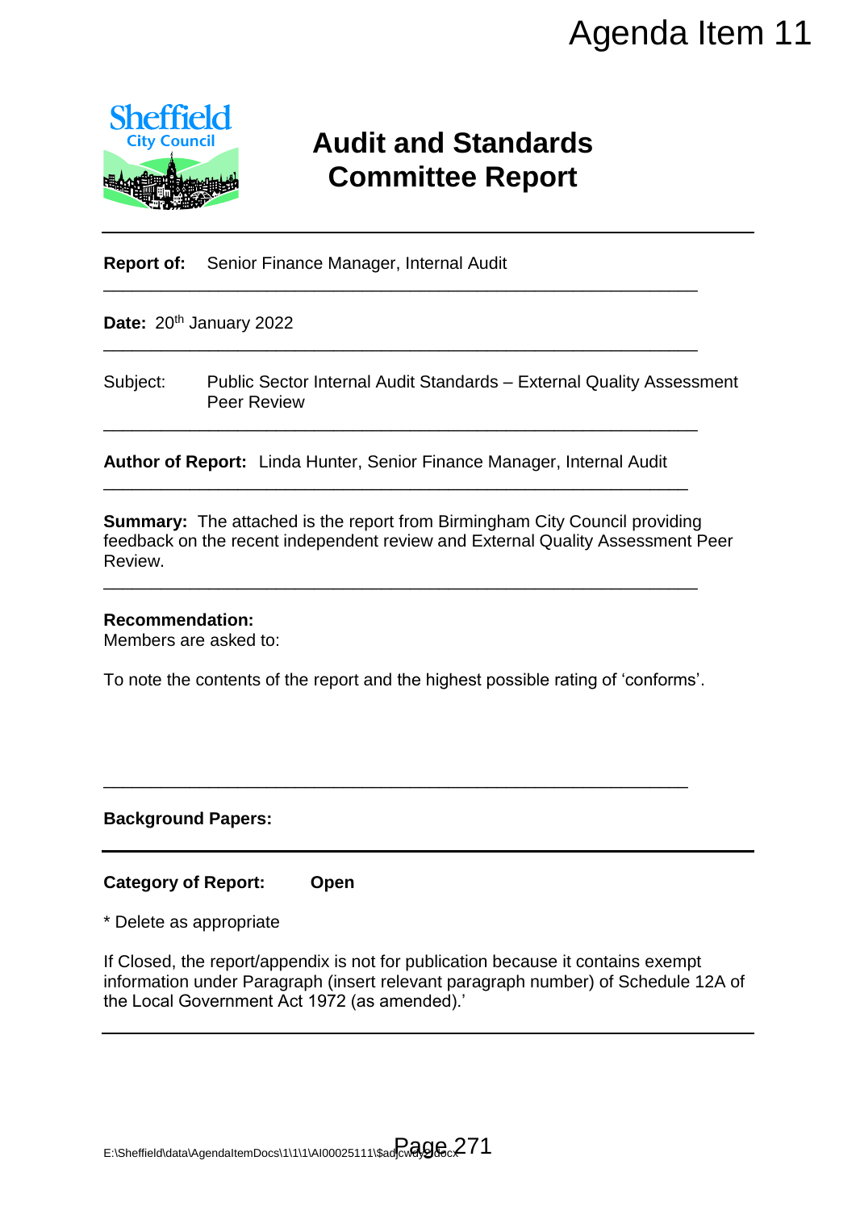Agenda Item 11

Sheffield City Council

# Audit and Standards Committee Report

**Report of:** Senior Finance Manager, Internal Audit

---

**Date:** 20th January 2022

---

Subject: Public Sector Internal Audit Standards – External Quality Assessment Peer Review

---

**Author of Report:** Linda Hunter, Senior Finance Manager, Internal Audit

---

**Summary:** The attached is the report from Birmingham City Council providing feedback on the recent independent review and External Quality Assessment Peer Review.

---

**Recommendation:**
Members are asked to:

To note the contents of the report and the highest possible rating of 'conforms'.

---

**Background Papers:**

---

**Category of Report:** **Open**

* Delete as appropriate

If Closed, the report/appendix is not for publication because it contains exempt information under Paragraph (insert relevant paragraph number) of Schedule 12A of the Local Government Act 1972 (as amended).'

---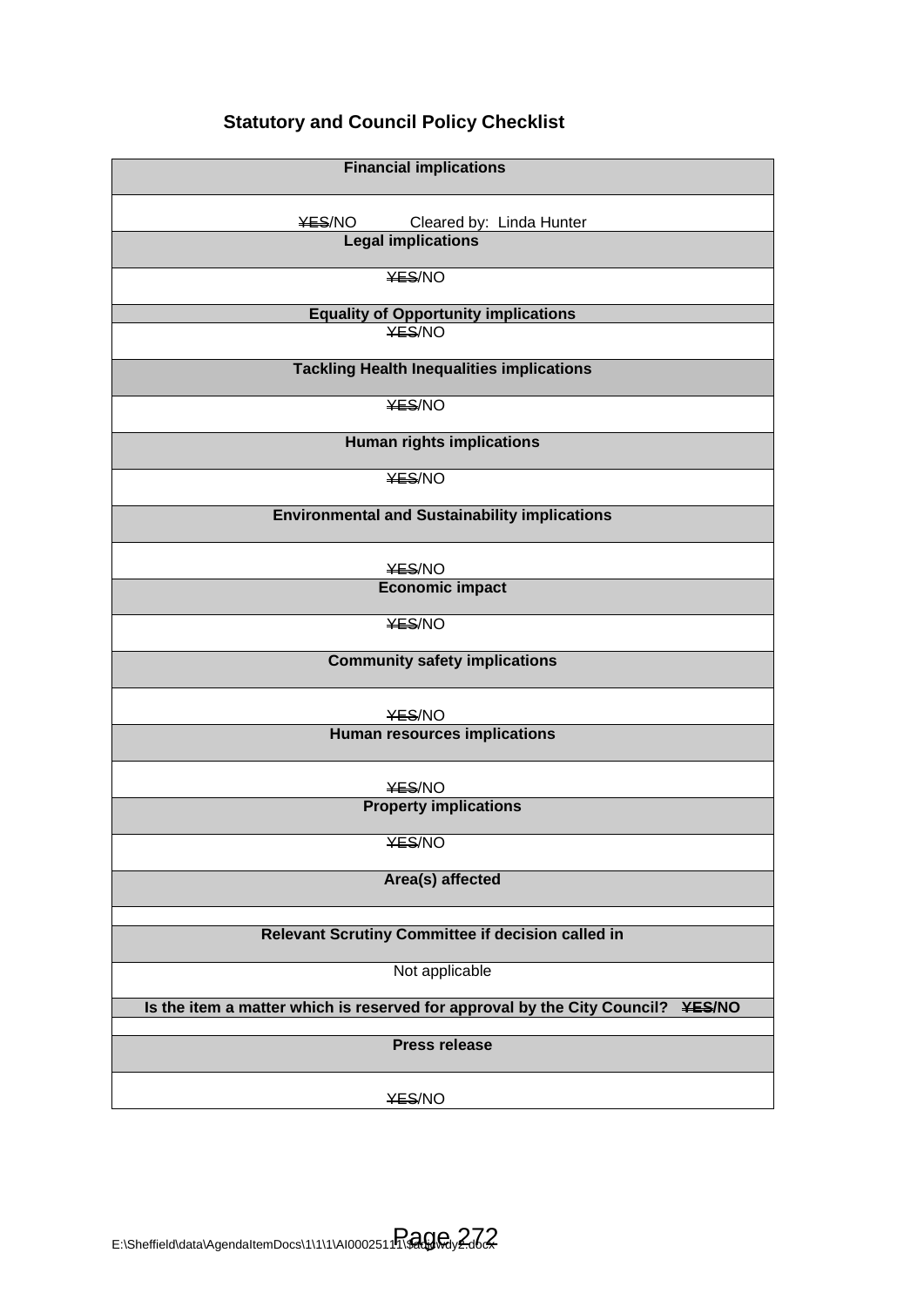## Statutory and Council Policy Checklist

| Financial implications |
|---|
| ~~YES~~/NO Cleared by: Linda Hunter |
| **Legal implications** |
| ~~YES~~/NO |
| **Equality of Opportunity implications** |
| ~~YES~~/NO |
| **Tackling Health Inequalities implications** |
| ~~YES~~/NO |
| **Human rights implications** |
| ~~YES~~/NO |
| **Environmental and Sustainability implications** |
| ~~YES~~/NO |
| **Economic impact** |
| ~~YES~~/NO |
| **Community safety implications** |
| ~~YES~~/NO |
| **Human resources implications** |
| ~~YES~~/NO |
| **Property implications** |
| ~~YES~~/NO |
| **Area(s) affected** |
| |
| **Relevant Scrutiny Committee if decision called in** |
| Not applicable |
| **Is the item a matter which is reserved for approval by the City Council? ~~YES~~/NO** |
| |
| **Press release** |
| ~~YES~~/NO |